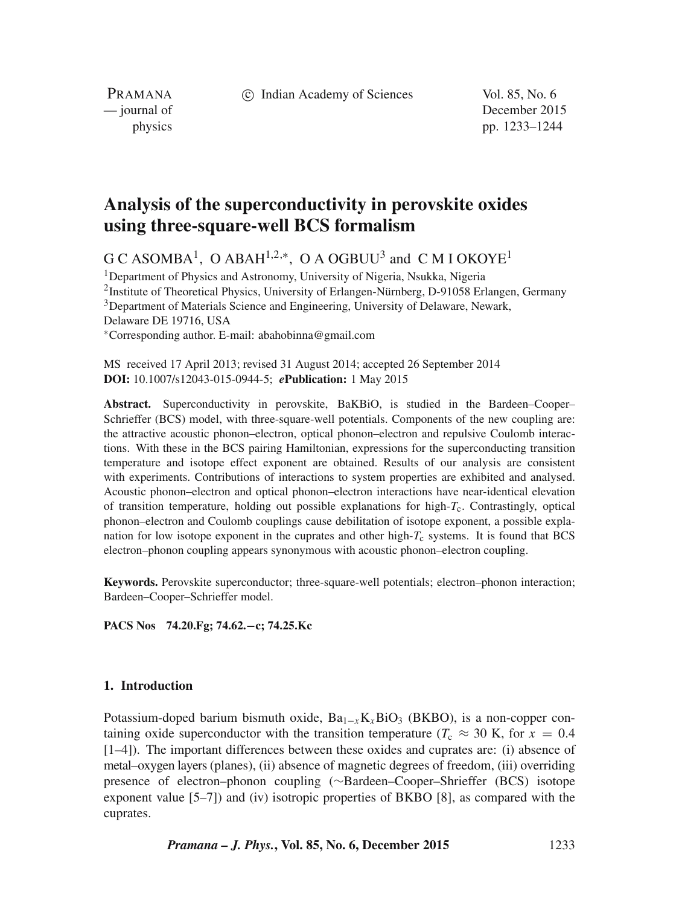# Analysis of the superconductivity in perovskite oxides using three-square-well BCS formalism

G C ASOMBA[1], O ABAH[1,2,*], O A OGBUU[3] and C M I OKOYE[1]

[1]Department of Physics and Astronomy, University of Nigeria, Nsukka, Nigeria
[2]Institute of Theoretical Physics, University of Erlangen-Nürnberg, D-91058 Erlangen, Germany
[3]Department of Materials Science and Engineering, University of Delaware, Newark, Delaware DE 19716, USA
[*]Corresponding author. E-mail: abahobinna@gmail.com

MS received 17 April 2013; revised 31 August 2014; accepted 26 September 2014
**DOI:** 10.1007/s12043-015-0944-5; ***e*Publication:** 1 May 2015

**Abstract.** Superconductivity in perovskite, BaKBiO, is studied in the Bardeen–Cooper–Schrieffer (BCS) model, with three-square-well potentials. Components of the new coupling are: the attractive acoustic phonon–electron, optical phonon–electron and repulsive Coulomb interactions. With these in the BCS pairing Hamiltonian, expressions for the superconducting transition temperature and isotope effect exponent are obtained. Results of our analysis are consistent with experiments. Contributions of interactions to system properties are exhibited and analysed. Acoustic phonon–electron and optical phonon–electron interactions have near-identical elevation of transition temperature, holding out possible explanations for high-$T_c$. Contrastingly, optical phonon–electron and Coulomb couplings cause debilitation of isotope exponent, a possible explanation for low isotope exponent in the cuprates and other high-$T_c$ systems. It is found that BCS electron–phonon coupling appears synonymous with acoustic phonon–electron coupling.

**Keywords.** Perovskite superconductor; three-square-well potentials; electron–phonon interaction; Bardeen–Cooper–Schrieffer model.

**PACS Nos** 74.20.Fg; 74.62.−c; 74.25.Kc

## 1. Introduction

Potassium-doped barium bismuth oxide, $Ba_{1-x}K_xBiO_3$ (BKBO), is a non-copper containing oxide superconductor with the transition temperature ($T_c \approx 30$ K, for $x = 0.4$ [1–4]). The important differences between these oxides and cuprates are: (i) absence of metal–oxygen layers (planes), (ii) absence of magnetic degrees of freedom, (iii) overriding presence of electron–phonon coupling (∼Bardeen–Cooper–Shrieffer (BCS) isotope exponent value [5–7]) and (iv) isotropic properties of BKBO [8], as compared with the cuprates.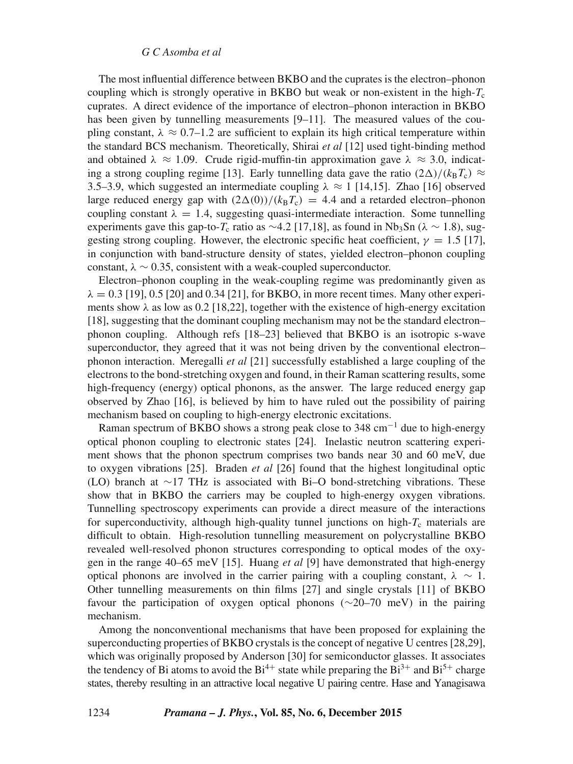The most influential difference between BKBO and the cuprates is the electron–phonon coupling which is strongly operative in BKBO but weak or non-existent in the high-$T_c$ cuprates. A direct evidence of the importance of electron–phonon interaction in BKBO has been given by tunnelling measurements [9–11]. The measured values of the coupling constant, $\lambda \approx 0.7$–$1.2$ are sufficient to explain its high critical temperature within the standard BCS mechanism. Theoretically, Shirai *et al* [12] used tight-binding method and obtained $\lambda \approx 1.09$. Crude rigid-muffin-tin approximation gave $\lambda \approx 3.0$, indicating a strong coupling regime [13]. Early tunnelling data gave the ratio $(2\Delta)/(k_B T_c) \approx 3.5$–$3.9$, which suggested an intermediate coupling $\lambda \approx 1$ [14,15]. Zhao [16] observed large reduced energy gap with $(2\Delta(0))/(k_B T_c) = 4.4$ and a retarded electron–phonon coupling constant $\lambda = 1.4$, suggesting quasi-intermediate interaction. Some tunnelling experiments gave this gap-to-$T_c$ ratio as $\sim 4.2$ [17,18], as found in $Nb_3Sn$ ($\lambda \sim 1.8$), suggesting strong coupling. However, the electronic specific heat coefficient, $\gamma = 1.5$ [17], in conjunction with band-structure density of states, yielded electron–phonon coupling constant, $\lambda \sim 0.35$, consistent with a weak-coupled superconductor.

Electron–phonon coupling in the weak-coupling regime was predominantly given as $\lambda = 0.3$ [19], 0.5 [20] and 0.34 [21], for BKBO, in more recent times. Many other experiments show $\lambda$ as low as 0.2 [18,22], together with the existence of high-energy excitation [18], suggesting that the dominant coupling mechanism may not be the standard electron–phonon coupling. Although refs [18–23] believed that BKBO is an isotropic s-wave superconductor, they agreed that it was not being driven by the conventional electron–phonon interaction. Meregalli *et al* [21] successfully established a large coupling of the electrons to the bond-stretching oxygen and found, in their Raman scattering results, some high-frequency (energy) optical phonons, as the answer. The large reduced energy gap observed by Zhao [16], is believed by him to have ruled out the possibility of pairing mechanism based on coupling to high-energy electronic excitations.

Raman spectrum of BKBO shows a strong peak close to 348 $\text{cm}^{-1}$ due to high-energy optical phonon coupling to electronic states [24]. Inelastic neutron scattering experiment shows that the phonon spectrum comprises two bands near 30 and 60 meV, due to oxygen vibrations [25]. Braden *et al* [26] found that the highest longitudinal optic (LO) branch at $\sim 17$ THz is associated with Bi–O bond-stretching vibrations. These show that in BKBO the carriers may be coupled to high-energy oxygen vibrations. Tunnelling spectroscopy experiments can provide a direct measure of the interactions for superconductivity, although high-quality tunnel junctions on high-$T_c$ materials are difficult to obtain. High-resolution tunnelling measurement on polycrystalline BKBO revealed well-resolved phonon structures corresponding to optical modes of the oxygen in the range 40–65 meV [15]. Huang *et al* [9] have demonstrated that high-energy optical phonons are involved in the carrier pairing with a coupling constant, $\lambda \sim 1$. Other tunnelling measurements on thin films [27] and single crystals [11] of BKBO favour the participation of oxygen optical phonons ($\sim 20$–$70$ meV) in the pairing mechanism.

Among the nonconventional mechanisms that have been proposed for explaining the superconducting properties of BKBO crystals is the concept of negative U centres [28,29], which was originally proposed by Anderson [30] for semiconductor glasses. It associates the tendency of Bi atoms to avoid the $Bi^{4+}$ state while preparing the $Bi^{3+}$ and $Bi^{5+}$ charge states, thereby resulting in an attractive local negative U pairing centre. Hase and Yanagisawa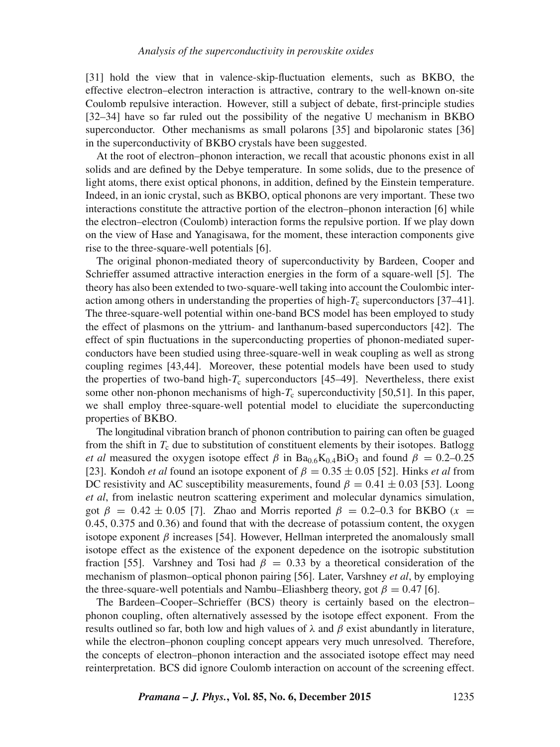[31] hold the view that in valence-skip-fluctuation elements, such as BKBO, the effective electron–electron interaction is attractive, contrary to the well-known on-site Coulomb repulsive interaction. However, still a subject of debate, first-principle studies [32–34] have so far ruled out the possibility of the negative U mechanism in BKBO superconductor. Other mechanisms as small polarons [35] and bipolaronic states [36] in the superconductivity of BKBO crystals have been suggested.

At the root of electron–phonon interaction, we recall that acoustic phonons exist in all solids and are defined by the Debye temperature. In some solids, due to the presence of light atoms, there exist optical phonons, in addition, defined by the Einstein temperature. Indeed, in an ionic crystal, such as BKBO, optical phonons are very important. These two interactions constitute the attractive portion of the electron–phonon interaction [6] while the electron–electron (Coulomb) interaction forms the repulsive portion. If we play down on the view of Hase and Yanagisawa, for the moment, these interaction components give rise to the three-square-well potentials [6].

The original phonon-mediated theory of superconductivity by Bardeen, Cooper and Schrieffer assumed attractive interaction energies in the form of a square-well [5]. The theory has also been extended to two-square-well taking into account the Coulombic interaction among others in understanding the properties of high-$T_c$ superconductors [37–41]. The three-square-well potential within one-band BCS model has been employed to study the effect of plasmons on the yttrium- and lanthanum-based superconductors [42]. The effect of spin fluctuations in the superconducting properties of phonon-mediated superconductors have been studied using three-square-well in weak coupling as well as strong coupling regimes [43,44]. Moreover, these potential models have been used to study the properties of two-band high-$T_c$ superconductors [45–49]. Nevertheless, there exist some other non-phonon mechanisms of high-$T_c$ superconductivity [50,51]. In this paper, we shall employ three-square-well potential model to elucidiate the superconducting properties of BKBO.

The longitudinal vibration branch of phonon contribution to pairing can often be guaged from the shift in $T_c$ due to substitution of constituent elements by their isotopes. Batlogg *et al* measured the oxygen isotope effect $\beta$ in $Ba_{0.6}K_{0.4}BiO_3$ and found $\beta = 0.2$–$0.25$ [23]. Kondoh *et al* found an isotope exponent of $\beta = 0.35 \pm 0.05$ [52]. Hinks *et al* from DC resistivity and AC susceptibility measurements, found $\beta = 0.41 \pm 0.03$ [53]. Loong *et al*, from inelastic neutron scattering experiment and molecular dynamics simulation, got $\beta = 0.42 \pm 0.05$ [7]. Zhao and Morris reported $\beta = 0.2$–$0.3$ for BKBO ($x = 0.45$, $0.375$ and $0.36$) and found that with the decrease of potassium content, the oxygen isotope exponent $\beta$ increases [54]. However, Hellman interpreted the anomalously small isotope effect as the existence of the exponent depedence on the isotropic substitution fraction [55]. Varshney and Tosi had $\beta = 0.33$ by a theoretical consideration of the mechanism of plasmon–optical phonon pairing [56]. Later, Varshney *et al*, by employing the three-square-well potentials and Nambu–Eliashberg theory, got $\beta = 0.47$ [6].

The Bardeen–Cooper–Schrieffer (BCS) theory is certainly based on the electron–phonon coupling, often alternatively assessed by the isotope effect exponent. From the results outlined so far, both low and high values of $\lambda$ and $\beta$ exist abundantly in literature, while the electron–phonon coupling concept appears very much unresolved. Therefore, the concepts of electron–phonon interaction and the associated isotope effect may need reinterpretation. BCS did ignore Coulomb interaction on account of the screening effect.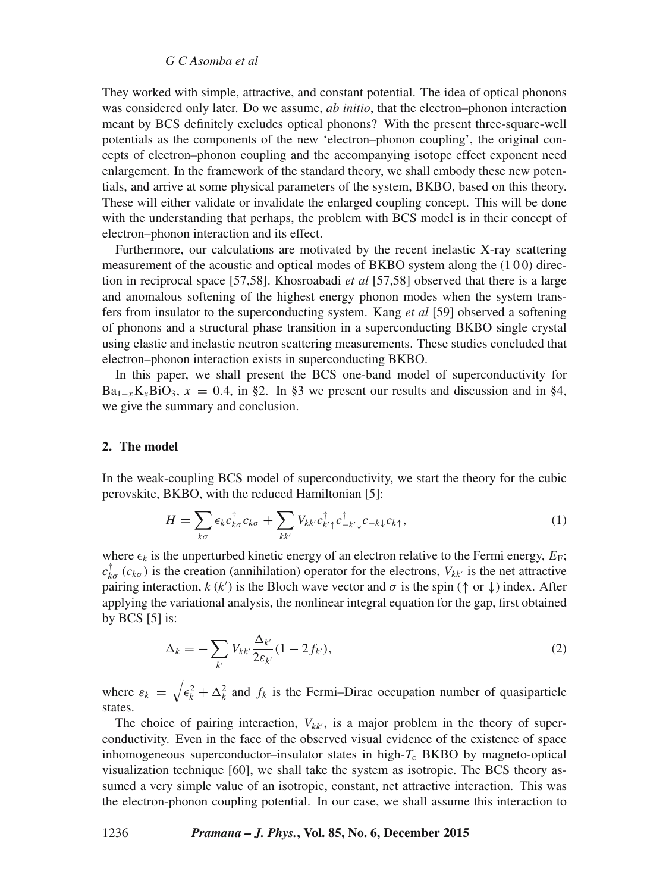They worked with simple, attractive, and constant potential. The idea of optical phonons was considered only later. Do we assume, *ab initio*, that the electron–phonon interaction meant by BCS definitely excludes optical phonons? With the present three-square-well potentials as the components of the new 'electron–phonon coupling', the original concepts of electron–phonon coupling and the accompanying isotope effect exponent need enlargement. In the framework of the standard theory, we shall embody these new potentials, and arrive at some physical parameters of the system, BKBO, based on this theory. These will either validate or invalidate the enlarged coupling concept. This will be done with the understanding that perhaps, the problem with BCS model is in their concept of electron–phonon interaction and its effect.

Furthermore, our calculations are motivated by the recent inelastic X-ray scattering measurement of the acoustic and optical modes of BKBO system along the (1 0 0) direction in reciprocal space [57,58]. Khosroabadi *et al* [57,58] observed that there is a large and anomalous softening of the highest energy phonon modes when the system transfers from insulator to the superconducting system. Kang *et al* [59] observed a softening of phonons and a structural phase transition in a superconducting BKBO single crystal using elastic and inelastic neutron scattering measurements. These studies concluded that electron–phonon interaction exists in superconducting BKBO.

In this paper, we shall present the BCS one-band model of superconductivity for $Ba_{1-x}K_xBiO_3$, $x = 0.4$, in §2. In §3 we present our results and discussion and in §4, we give the summary and conclusion.

## 2. The model

In the weak-coupling BCS model of superconductivity, we start the theory for the cubic perovskite, BKBO, with the reduced Hamiltonian [5]:

$$H = \sum_{k\sigma} \epsilon_k c^{\dagger}_{k\sigma} c_{k\sigma} + \sum_{kk'} V_{kk'} c^{\dagger}_{k'\uparrow} c^{\dagger}_{-k'\downarrow} c_{-k\downarrow} c_{k\uparrow}, \tag{1}$$

where $\epsilon_k$ is the unperturbed kinetic energy of an electron relative to the Fermi energy, $E_F$; $c^{\dagger}_{k\sigma}$ ($c_{k\sigma}$) is the creation (annihilation) operator for the electrons, $V_{kk'}$ is the net attractive pairing interaction, $k$ ($k'$) is the Bloch wave vector and $\sigma$ is the spin ($\uparrow$ or $\downarrow$) index. After applying the variational analysis, the nonlinear integral equation for the gap, first obtained by BCS [5] is:

$$\Delta_k = -\sum_{k'} V_{kk'} \frac{\Delta_{k'}}{2\varepsilon_{k'}} (1 - 2f_{k'}), \tag{2}$$

where $\varepsilon_k = \sqrt{\epsilon_k^2 + \Delta_k^2}$ and $f_k$ is the Fermi–Dirac occupation number of quasiparticle states.

The choice of pairing interaction, $V_{kk'}$, is a major problem in the theory of superconductivity. Even in the face of the observed visual evidence of the existence of space inhomogeneous superconductor–insulator states in high-$T_c$ BKBO by magneto-optical visualization technique [60], we shall take the system as isotropic. The BCS theory assumed a very simple value of an isotropic, constant, net attractive interaction. This was the electron-phonon coupling potential. In our case, we shall assume this interaction to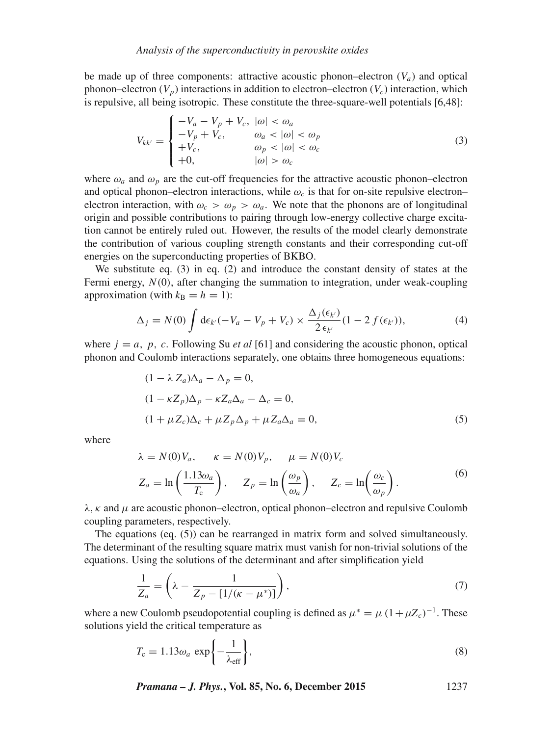be made up of three components: attractive acoustic phonon–electron ($V_a$) and optical phonon–electron ($V_p$) interactions in addition to electron–electron ($V_c$) interaction, which is repulsive, all being isotropic. These constitute the three-square-well potentials [6,48]:

$$
V_{kk'} = \begin{cases} -V_a - V_p + V_c, & |\omega| < \omega_a \\ -V_p + V_c, & \omega_a < |\omega| < \omega_p \\ +V_c, & \omega_p < |\omega| < \omega_c \\ +0, & |\omega| > \omega_c \end{cases} \tag{3}
$$

where $\omega_a$ and $\omega_p$ are the cut-off frequencies for the attractive acoustic phonon–electron and optical phonon–electron interactions, while $\omega_c$ is that for on-site repulsive electron–electron interaction, with $\omega_c > \omega_p > \omega_a$. We note that the phonons are of longitudinal origin and possible contributions to pairing through low-energy collective charge excitation cannot be entirely ruled out. However, the results of the model clearly demonstrate the contribution of various coupling strength constants and their corresponding cut-off energies on the superconducting properties of BKBO.

We substitute eq. (3) in eq. (2) and introduce the constant density of states at the Fermi energy, $N(0)$, after changing the summation to integration, under weak-coupling approximation (with $k_{\mathrm{B}} = h = 1$):

$$
\Delta_j = N(0) \int \mathrm{d}\epsilon_{k'} (-V_a - V_p + V_c) \times \frac{\Delta_j(\epsilon_{k'})}{2\,\epsilon_{k'}} (1 - 2\, f(\epsilon_{k'})), \tag{4}
$$

where $j = a,\ p,\ c$. Following Su *et al* [61] and considering the acoustic phonon, optical phonon and Coulomb interactions separately, one obtains three homogeneous equations:

$$
\begin{aligned}
&(1 - \lambda\, Z_a)\Delta_a - \Delta_p = 0, \\
&(1 - \kappa Z_p)\Delta_p - \kappa Z_a \Delta_a - \Delta_c = 0, \\
&(1 + \mu Z_c)\Delta_c + \mu Z_p \Delta_p + \mu Z_a \Delta_a = 0,
\end{aligned} \tag{5}
$$

where

$$
\begin{aligned}
&\lambda = N(0) V_a, \qquad \kappa = N(0) V_p, \qquad \mu = N(0) V_c \\
&Z_a = \ln\left(\frac{1.13\omega_a}{T_{\mathrm{c}}}\right), \qquad Z_p = \ln\left(\frac{\omega_p}{\omega_a}\right), \qquad Z_c = \ln\left(\frac{\omega_c}{\omega_p}\right).
\end{aligned} \tag{6}
$$

$\lambda$, $\kappa$ and $\mu$ are acoustic phonon–electron, optical phonon–electron and repulsive Coulomb coupling parameters, respectively.

The equations (eq. (5)) can be rearranged in matrix form and solved simultaneously. The determinant of the resulting square matrix must vanish for non-trivial solutions of the equations. Using the solutions of the determinant and after simplification yield

$$
\frac{1}{Z_a} = \left(\lambda - \frac{1}{Z_p - [1/(\kappa - \mu^*)]}\right), \tag{7}
$$

where a new Coulomb pseudopotential coupling is defined as $\mu^* = \mu\,(1 + \mu Z_c)^{-1}$. These solutions yield the critical temperature as

$$
T_{\mathrm{c}} = 1.13\omega_a \,\exp\left\{-\frac{1}{\lambda_{\mathrm{eff}}}\right\}, \tag{8}
$$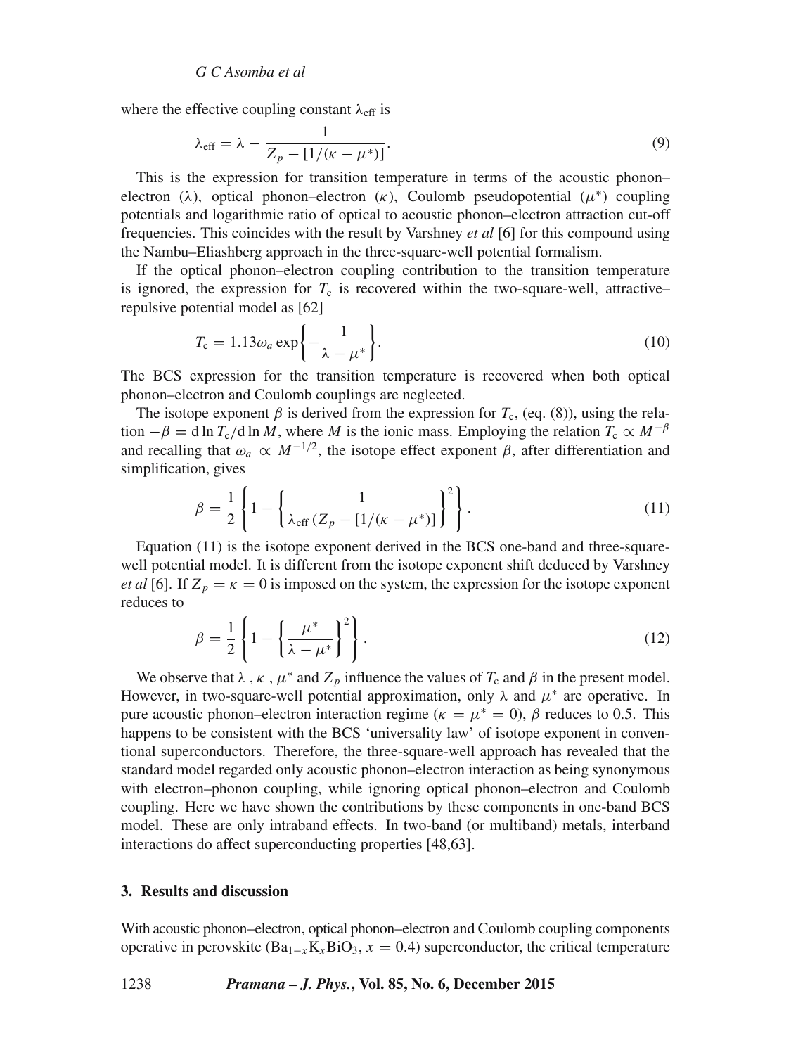where the effective coupling constant $\lambda_{\text{eff}}$ is

$$\lambda_{\text{eff}} = \lambda - \frac{1}{Z_p - [1/(\kappa - \mu^*)]}. \tag{9}$$

This is the expression for transition temperature in terms of the acoustic phonon–electron ($\lambda$), optical phonon–electron ($\kappa$), Coulomb pseudopotential ($\mu^*$) coupling potentials and logarithmic ratio of optical to acoustic phonon–electron attraction cut-off frequencies. This coincides with the result by Varshney *et al* [6] for this compound using the Nambu–Eliashberg approach in the three-square-well potential formalism.

If the optical phonon–electron coupling contribution to the transition temperature is ignored, the expression for $T_c$ is recovered within the two-square-well, attractive–repulsive potential model as [62]

$$T_c = 1.13\omega_a \exp\left\{-\frac{1}{\lambda - \mu^*}\right\}. \tag{10}$$

The BCS expression for the transition temperature is recovered when both optical phonon–electron and Coulomb couplings are neglected.

The isotope exponent $\beta$ is derived from the expression for $T_c$, (eq. (8)), using the relation $-\beta = \text{d} \ln T_c / \text{d} \ln M$, where $M$ is the ionic mass. Employing the relation $T_c \propto M^{-\beta}$ and recalling that $\omega_a \propto M^{-1/2}$, the isotope effect exponent $\beta$, after differentiation and simplification, gives

$$\beta = \frac{1}{2}\left\{1 - \left\{\frac{1}{\lambda_{\text{eff}}\,(Z_p - [1/(\kappa - \mu^*)]}\right\}^2\right\}. \tag{11}$$

Equation (11) is the isotope exponent derived in the BCS one-band and three-square-well potential model. It is different from the isotope exponent shift deduced by Varshney *et al* [6]. If $Z_p = \kappa = 0$ is imposed on the system, the expression for the isotope exponent reduces to

$$\beta = \frac{1}{2}\left\{1 - \left\{\frac{\mu^*}{\lambda - \mu^*}\right\}^2\right\}. \tag{12}$$

We observe that $\lambda$, $\kappa$, $\mu^*$ and $Z_p$ influence the values of $T_c$ and $\beta$ in the present model. However, in two-square-well potential approximation, only $\lambda$ and $\mu^*$ are operative. In pure acoustic phonon–electron interaction regime ($\kappa = \mu^* = 0$), $\beta$ reduces to 0.5. This happens to be consistent with the BCS 'universality law' of isotope exponent in conventional superconductors. Therefore, the three-square-well approach has revealed that the standard model regarded only acoustic phonon–electron interaction as being synonymous with electron–phonon coupling, while ignoring optical phonon–electron and Coulomb coupling. Here we have shown the contributions by these components in one-band BCS model. These are only intraband effects. In two-band (or multiband) metals, interband interactions do affect superconducting properties [48,63].

## 3. Results and discussion

With acoustic phonon–electron, optical phonon–electron and Coulomb coupling components operative in perovskite ($Ba_{1-x}K_xBiO_3$, $x = 0.4$) superconductor, the critical temperature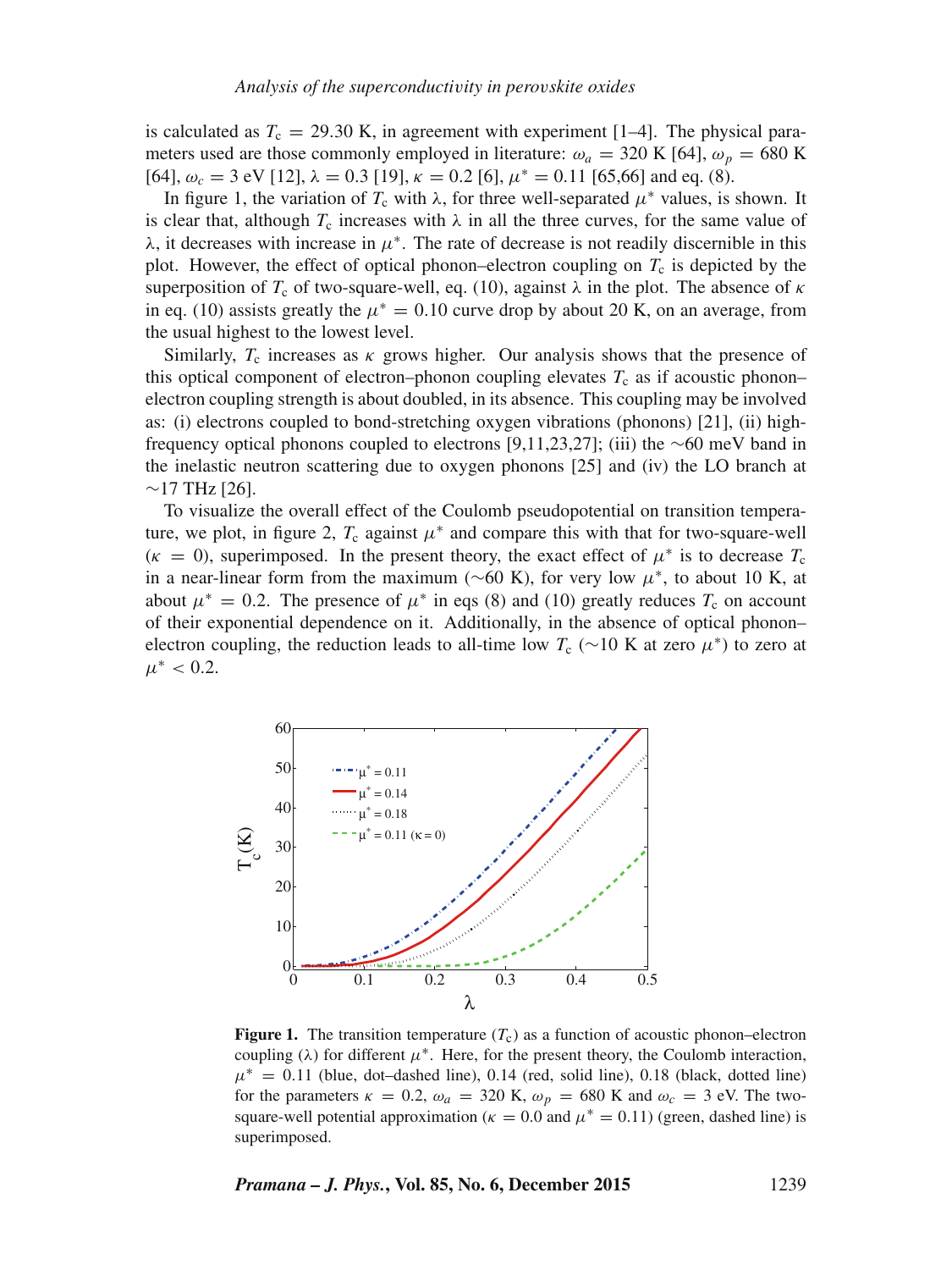is calculated as $T_c = 29.30$ K, in agreement with experiment [1–4]. The physical parameters used are those commonly employed in literature: $\omega_a = 320$ K [64], $\omega_p = 680$ K [64], $\omega_c = 3$ eV [12], $\lambda = 0.3$ [19], $\kappa = 0.2$ [6], $\mu^* = 0.11$ [65,66] and eq. (8).

In figure 1, the variation of $T_c$ with $\lambda$, for three well-separated $\mu^*$ values, is shown. It is clear that, although $T_c$ increases with $\lambda$ in all the three curves, for the same value of $\lambda$, it decreases with increase in $\mu^*$. The rate of decrease is not readily discernible in this plot. However, the effect of optical phonon–electron coupling on $T_c$ is depicted by the superposition of $T_c$ of two-square-well, eq. (10), against $\lambda$ in the plot. The absence of $\kappa$ in eq. (10) assists greatly the $\mu^* = 0.10$ curve drop by about 20 K, on an average, from the usual highest to the lowest level.

Similarly, $T_c$ increases as $\kappa$ grows higher. Our analysis shows that the presence of this optical component of electron–phonon coupling elevates $T_c$ as if acoustic phonon–electron coupling strength is about doubled, in its absence. This coupling may be involved as: (i) electrons coupled to bond-stretching oxygen vibrations (phonons) [21], (ii) high-frequency optical phonons coupled to electrons [9,11,23,27]; (iii) the ∼60 meV band in the inelastic neutron scattering due to oxygen phonons [25] and (iv) the LO branch at ∼17 THz [26].

To visualize the overall effect of the Coulomb pseudopotential on transition temperature, we plot, in figure 2, $T_c$ against $\mu^*$ and compare this with that for two-square-well ($\kappa = 0$), superimposed. In the present theory, the exact effect of $\mu^*$ is to decrease $T_c$ in a near-linear form from the maximum (∼60 K), for very low $\mu^*$, to about 10 K, at about $\mu^* = 0.2$. The presence of $\mu^*$ in eqs (8) and (10) greatly reduces $T_c$ on account of their exponential dependence on it. Additionally, in the absence of optical phonon–electron coupling, the reduction leads to all-time low $T_c$ (∼10 K at zero $\mu^*$) to zero at $\mu^* < 0.2$.

**Figure 1.** The transition temperature ($T_c$) as a function of acoustic phonon–electron coupling ($\lambda$) for different $\mu^*$. Here, for the present theory, the Coulomb interaction, $\mu^* = 0.11$ (blue, dot–dashed line), 0.14 (red, solid line), 0.18 (black, dotted line) for the parameters $\kappa = 0.2$, $\omega_a = 320$ K, $\omega_p = 680$ K and $\omega_c = 3$ eV. The two-square-well potential approximation ($\kappa = 0.0$ and $\mu^* = 0.11$) (green, dashed line) is superimposed.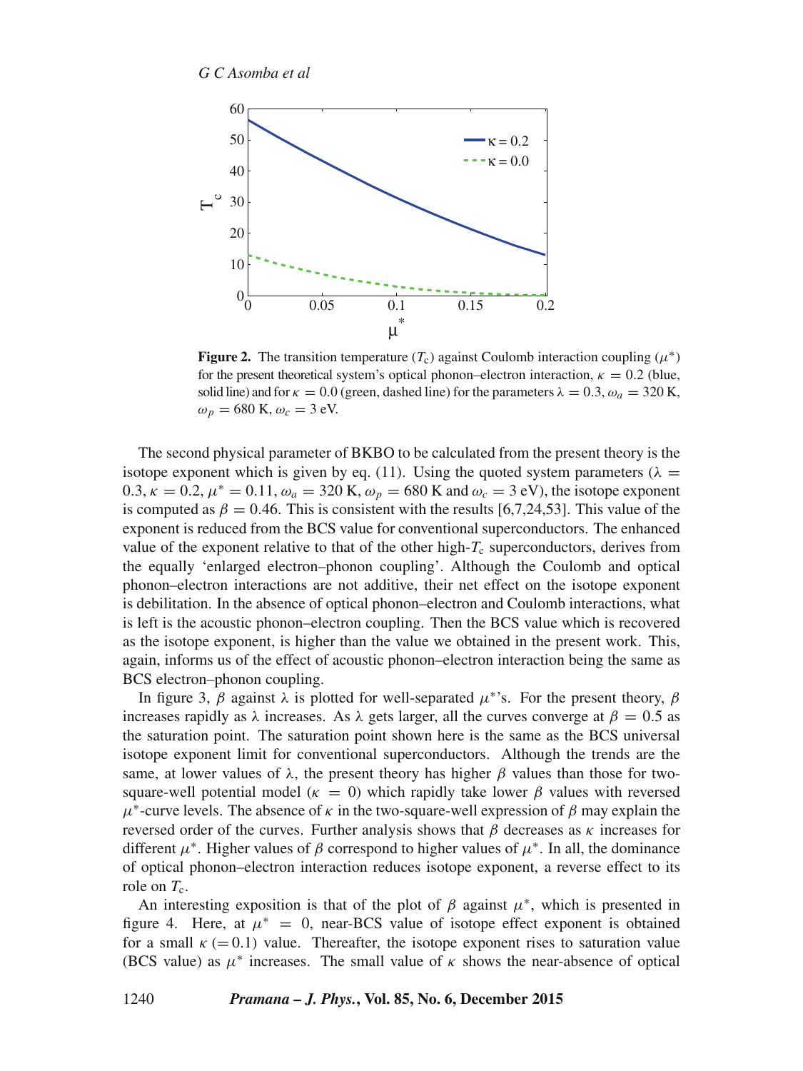**Figure 2.** The transition temperature ($T_c$) against Coulomb interaction coupling ($\mu^*$) for the present theoretical system's optical phonon–electron interaction, $\kappa = 0.2$ (blue, solid line) and for $\kappa = 0.0$ (green, dashed line) for the parameters $\lambda = 0.3$, $\omega_a = 320$ K, $\omega_p = 680$ K, $\omega_c = 3$ eV.

The second physical parameter of BKBO to be calculated from the present theory is the isotope exponent which is given by eq. (11). Using the quoted system parameters ($\lambda = 0.3$, $\kappa = 0.2$, $\mu^* = 0.11$, $\omega_a = 320$ K, $\omega_p = 680$ K and $\omega_c = 3$ eV), the isotope exponent is computed as $\beta = 0.46$. This is consistent with the results [6,7,24,53]. This value of the exponent is reduced from the BCS value for conventional superconductors. The enhanced value of the exponent relative to that of the other high-$T_c$ superconductors, derives from the equally 'enlarged electron–phonon coupling'. Although the Coulomb and optical phonon–electron interactions are not additive, their net effect on the isotope exponent is debilitation. In the absence of optical phonon–electron and Coulomb interactions, what is left is the acoustic phonon–electron coupling. Then the BCS value which is recovered as the isotope exponent, is higher than the value we obtained in the present work. This, again, informs us of the effect of acoustic phonon–electron interaction being the same as BCS electron–phonon coupling.

In figure 3, $\beta$ against $\lambda$ is plotted for well-separated $\mu^*$'s. For the present theory, $\beta$ increases rapidly as $\lambda$ increases. As $\lambda$ gets larger, all the curves converge at $\beta = 0.5$ as the saturation point. The saturation point shown here is the same as the BCS universal isotope exponent limit for conventional superconductors. Although the trends are the same, at lower values of $\lambda$, the present theory has higher $\beta$ values than those for two-square-well potential model ($\kappa = 0$) which rapidly take lower $\beta$ values with reversed $\mu^*$-curve levels. The absence of $\kappa$ in the two-square-well expression of $\beta$ may explain the reversed order of the curves. Further analysis shows that $\beta$ decreases as $\kappa$ increases for different $\mu^*$. Higher values of $\beta$ correspond to higher values of $\mu^*$. In all, the dominance of optical phonon–electron interaction reduces isotope exponent, a reverse effect to its role on $T_c$.

An interesting exposition is that of the plot of $\beta$ against $\mu^*$, which is presented in figure 4. Here, at $\mu^* = 0$, near-BCS value of isotope effect exponent is obtained for a small $\kappa$ ($= 0.1$) value. Thereafter, the isotope exponent rises to saturation value (BCS value) as $\mu^*$ increases. The small value of $\kappa$ shows the near-absence of optical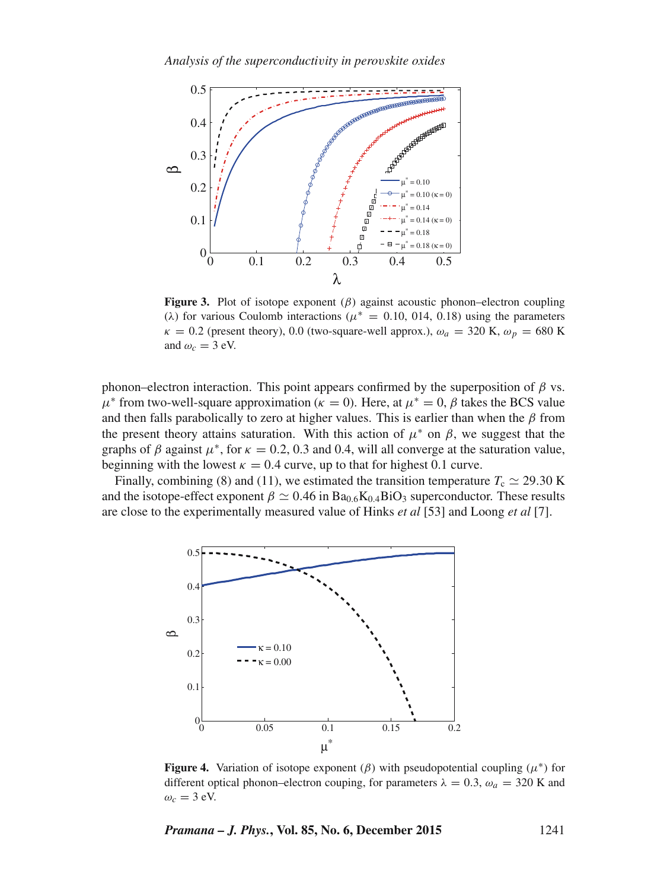**Figure 3.** Plot of isotope exponent ($\beta$) against acoustic phonon–electron coupling ($\lambda$) for various Coulomb interactions ($\mu^* = 0.10$, 014, 0.18) using the parameters $\kappa = 0.2$ (present theory), 0.0 (two-square-well approx.), $\omega_a = 320$ K, $\omega_p = 680$ K and $\omega_c = 3$ eV.

phonon–electron interaction. This point appears confirmed by the superposition of $\beta$ vs. $\mu^*$ from two-well-square approximation ($\kappa = 0$). Here, at $\mu^* = 0$, $\beta$ takes the BCS value and then falls parabolically to zero at higher values. This is earlier than when the $\beta$ from the present theory attains saturation. With this action of $\mu^*$ on $\beta$, we suggest that the graphs of $\beta$ against $\mu^*$, for $\kappa = 0.2$, 0.3 and 0.4, will all converge at the saturation value, beginning with the lowest $\kappa = 0.4$ curve, up to that for highest 0.1 curve.

Finally, combining (8) and (11), we estimated the transition temperature $T_c \simeq 29.30$ K and the isotope-effect exponent $\beta \simeq 0.46$ in $Ba_{0.6}K_{0.4}BiO_3$ superconductor. These results are close to the experimentally measured value of Hinks *et al* [53] and Loong *et al* [7].

**Figure 4.** Variation of isotope exponent ($\beta$) with pseudopotential coupling ($\mu^*$) for different optical phonon–electron couping, for parameters $\lambda = 0.3$, $\omega_a = 320$ K and $\omega_c = 3$ eV.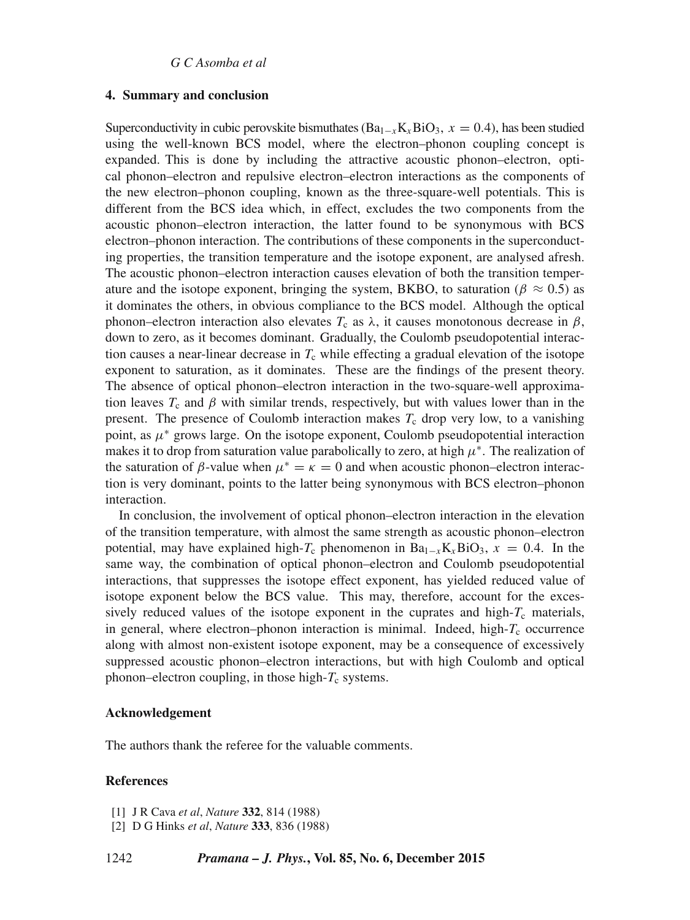## 4. Summary and conclusion

Superconductivity in cubic perovskite bismuthates ($Ba_{1-x}K_xBiO_3$, $x = 0.4$), has been studied using the well-known BCS model, where the electron–phonon coupling concept is expanded. This is done by including the attractive acoustic phonon–electron, optical phonon–electron and repulsive electron–electron interactions as the components of the new electron–phonon coupling, known as the three-square-well potentials. This is different from the BCS idea which, in effect, excludes the two components from the acoustic phonon–electron interaction, the latter found to be synonymous with BCS electron–phonon interaction. The contributions of these components in the superconducting properties, the transition temperature and the isotope exponent, are analysed afresh. The acoustic phonon–electron interaction causes elevation of both the transition temperature and the isotope exponent, bringing the system, BKBO, to saturation ($\beta \approx 0.5$) as it dominates the others, in obvious compliance to the BCS model. Although the optical phonon–electron interaction also elevates $T_c$ as $\lambda$, it causes monotonous decrease in $\beta$, down to zero, as it becomes dominant. Gradually, the Coulomb pseudopotential interaction causes a near-linear decrease in $T_c$ while effecting a gradual elevation of the isotope exponent to saturation, as it dominates. These are the findings of the present theory. The absence of optical phonon–electron interaction in the two-square-well approximation leaves $T_c$ and $\beta$ with similar trends, respectively, but with values lower than in the present. The presence of Coulomb interaction makes $T_c$ drop very low, to a vanishing point, as $\mu^*$ grows large. On the isotope exponent, Coulomb pseudopotential interaction makes it to drop from saturation value parabolically to zero, at high $\mu^*$. The realization of the saturation of $\beta$-value when $\mu^* = \kappa = 0$ and when acoustic phonon–electron interaction is very dominant, points to the latter being synonymous with BCS electron–phonon interaction.

In conclusion, the involvement of optical phonon–electron interaction in the elevation of the transition temperature, with almost the same strength as acoustic phonon–electron potential, may have explained high-$T_c$ phenomenon in $Ba_{1-x}K_xBiO_3$, $x = 0.4$. In the same way, the combination of optical phonon–electron and Coulomb pseudopotential interactions, that suppresses the isotope effect exponent, has yielded reduced value of isotope exponent below the BCS value. This may, therefore, account for the excessively reduced values of the isotope exponent in the cuprates and high-$T_c$ materials, in general, where electron–phonon interaction is minimal. Indeed, high-$T_c$ occurrence along with almost non-existent isotope exponent, may be a consequence of excessively suppressed acoustic phonon–electron interactions, but with high Coulomb and optical phonon–electron coupling, in those high-$T_c$ systems.

## Acknowledgement

The authors thank the referee for the valuable comments.

## References

[1] J R Cava *et al*, *Nature* **332**, 814 (1988)

[2] D G Hinks *et al*, *Nature* **333**, 836 (1988)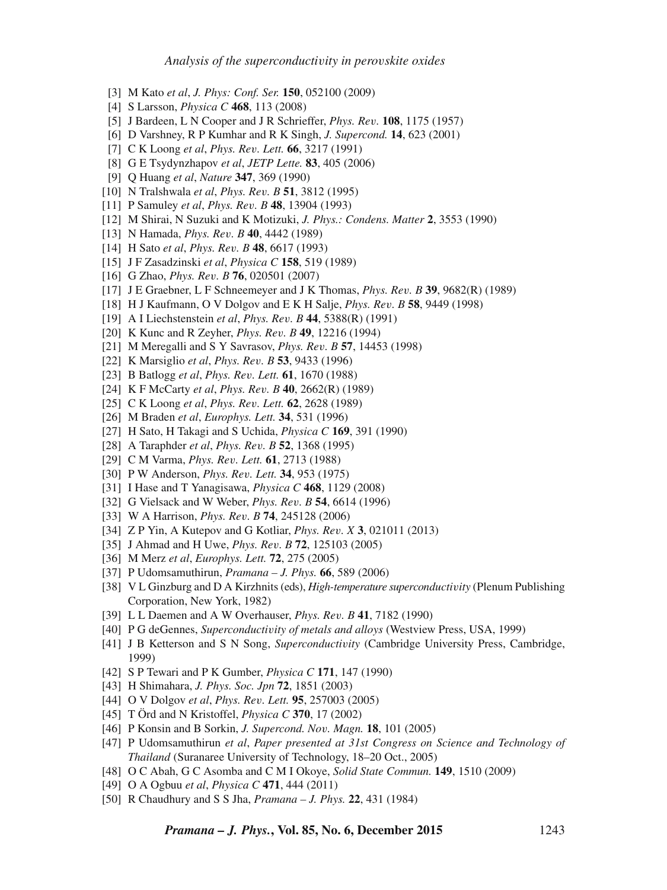- [3] M Kato *et al*, *J. Phys: Conf. Ser.* **150**, 052100 (2009)
- [4] S Larsson, *Physica C* **468**, 113 (2008)
- [5] J Bardeen, L N Cooper and J R Schrieffer, *Phys. Rev.* **108**, 1175 (1957)
- [6] D Varshney, R P Kumhar and R K Singh, *J. Supercond.* **14**, 623 (2001)
- [7] C K Loong *et al*, *Phys. Rev. Lett.* **66**, 3217 (1991)
- [8] G E Tsydynzhapov *et al*, *JETP Lette.* **83**, 405 (2006)
- [9] Q Huang *et al*, *Nature* **347**, 369 (1990)
- [10] N Tralshwala *et al*, *Phys. Rev. B* **51**, 3812 (1995)
- [11] P Samuley *et al*, *Phys. Rev. B* **48**, 13904 (1993)
- [12] M Shirai, N Suzuki and K Motizuki, *J. Phys.: Condens. Matter* **2**, 3553 (1990)
- [13] N Hamada, *Phys. Rev. B* **40**, 4442 (1989)
- [14] H Sato *et al*, *Phys. Rev. B* **48**, 6617 (1993)
- [15] J F Zasadzinski *et al*, *Physica C* **158**, 519 (1989)
- [16] G Zhao, *Phys. Rev. B* **76**, 020501 (2007)
- [17] J E Graebner, L F Schneemeyer and J K Thomas, *Phys. Rev. B* **39**, 9682(R) (1989)
- [18] H J Kaufmann, O V Dolgov and E K H Salje, *Phys. Rev. B* **58**, 9449 (1998)
- [19] A I Liechstenstein *et al*, *Phys. Rev. B* **44**, 5388(R) (1991)
- [20] K Kunc and R Zeyher, *Phys. Rev. B* **49**, 12216 (1994)
- [21] M Meregalli and S Y Savrasov, *Phys. Rev. B* **57**, 14453 (1998)
- [22] K Marsiglio *et al*, *Phys. Rev. B* **53**, 9433 (1996)
- [23] B Batlogg *et al*, *Phys. Rev. Lett.* **61**, 1670 (1988)
- [24] K F McCarty *et al*, *Phys. Rev. B* **40**, 2662(R) (1989)
- [25] C K Loong *et al*, *Phys. Rev. Lett.* **62**, 2628 (1989)
- [26] M Braden *et al*, *Europhys. Lett.* **34**, 531 (1996)
- [27] H Sato, H Takagi and S Uchida, *Physica C* **169**, 391 (1990)
- [28] A Taraphder *et al*, *Phys. Rev. B* **52**, 1368 (1995)
- [29] C M Varma, *Phys. Rev. Lett.* **61**, 2713 (1988)
- [30] P W Anderson, *Phys. Rev. Lett.* **34**, 953 (1975)
- [31] I Hase and T Yanagisawa, *Physica C* **468**, 1129 (2008)
- [32] G Vielsack and W Weber, *Phys. Rev. B* **54**, 6614 (1996)
- [33] W A Harrison, *Phys. Rev. B* **74**, 245128 (2006)
- [34] Z P Yin, A Kutepov and G Kotliar, *Phys. Rev. X* **3**, 021011 (2013)
- [35] J Ahmad and H Uwe, *Phys. Rev. B* **72**, 125103 (2005)
- [36] M Merz *et al*, *Europhys. Lett.* **72**, 275 (2005)
- [37] P Udomsamuthirun, *Pramana – J. Phys.* **66**, 589 (2006)
- [38] V L Ginzburg and D A Kirzhnits (eds), *High-temperature superconductivity* (Plenum Publishing Corporation, New York, 1982)
- [39] L L Daemen and A W Overhauser, *Phys. Rev. B* **41**, 7182 (1990)
- [40] P G deGennes, *Superconductivity of metals and alloys* (Westview Press, USA, 1999)
- [41] J B Ketterson and S N Song, *Superconductivity* (Cambridge University Press, Cambridge, 1999)
- [42] S P Tewari and P K Gumber, *Physica C* **171**, 147 (1990)
- [43] H Shimahara, *J. Phys. Soc. Jpn* **72**, 1851 (2003)
- [44] O V Dolgov *et al*, *Phys. Rev. Lett.* **95**, 257003 (2005)
- [45] T Örd and N Kristoffel, *Physica C* **370**, 17 (2002)
- [46] P Konsin and B Sorkin, *J. Supercond. Nov. Magn.* **18**, 101 (2005)
- [47] P Udomsamuthirun *et al*, *Paper presented at 31st Congress on Science and Technology of Thailand* (Suranaree University of Technology, 18–20 Oct., 2005)
- [48] O C Abah, G C Asomba and C M I Okoye, *Solid State Commun.* **149**, 1510 (2009)
- [49] O A Ogbuu *et al*, *Physica C* **471**, 444 (2011)
- [50] R Chaudhury and S S Jha, *Pramana – J. Phys.* **22**, 431 (1984)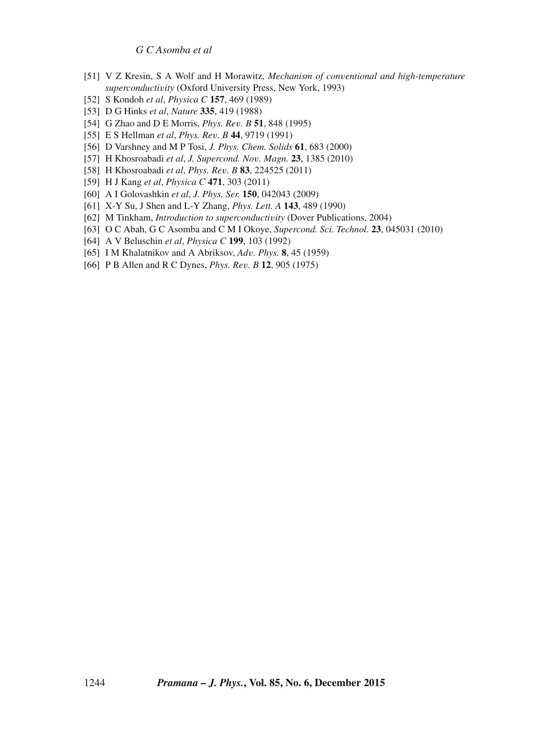[51] V Z Kresin, S A Wolf and H Morawitz, *Mechanism of conventional and high-temperature superconductivity* (Oxford University Press, New York, 1993)
[52] S Kondoh *et al*, *Physica C* **157**, 469 (1989)
[53] D G Hinks *et al*, *Nature* **335**, 419 (1988)
[54] G Zhao and D E Morris, *Phys. Rev. B* **51**, 848 (1995)
[55] E S Hellman *et al*, *Phys. Rev. B* **44**, 9719 (1991)
[56] D Varshney and M P Tosi, *J. Phys. Chem. Solids* **61**, 683 (2000)
[57] H Khosroabadi *et al*, *J. Supercond. Nov. Magn.* **23**, 1385 (2010)
[58] H Khosroabadi *et al*, *Phys. Rev. B* **83**, 224525 (2011)
[59] H J Kang *et al*, *Physica C* **471**, 303 (2011)
[60] A I Golovashkin *et al*, *J. Phys. Ser.* **150**, 042043 (2009)
[61] X-Y Su, J Shen and L-Y Zhang, *Phys. Lett. A* **143**, 489 (1990)
[62] M Tinkham, *Introduction to superconductivity* (Dover Publications, 2004)
[63] O C Abah, G C Asomba and C M I Okoye, *Supercond. Sci. Technol.* **23**, 045031 (2010)
[64] A V Beluschin *et al*, *Physica C* **199**, 103 (1992)
[65] I M Khalatnikov and A Abriksov, *Adv. Phys.* **8**, 45 (1959)
[66] P B Allen and R C Dynes, *Phys. Rev. B* **12**, 905 (1975)